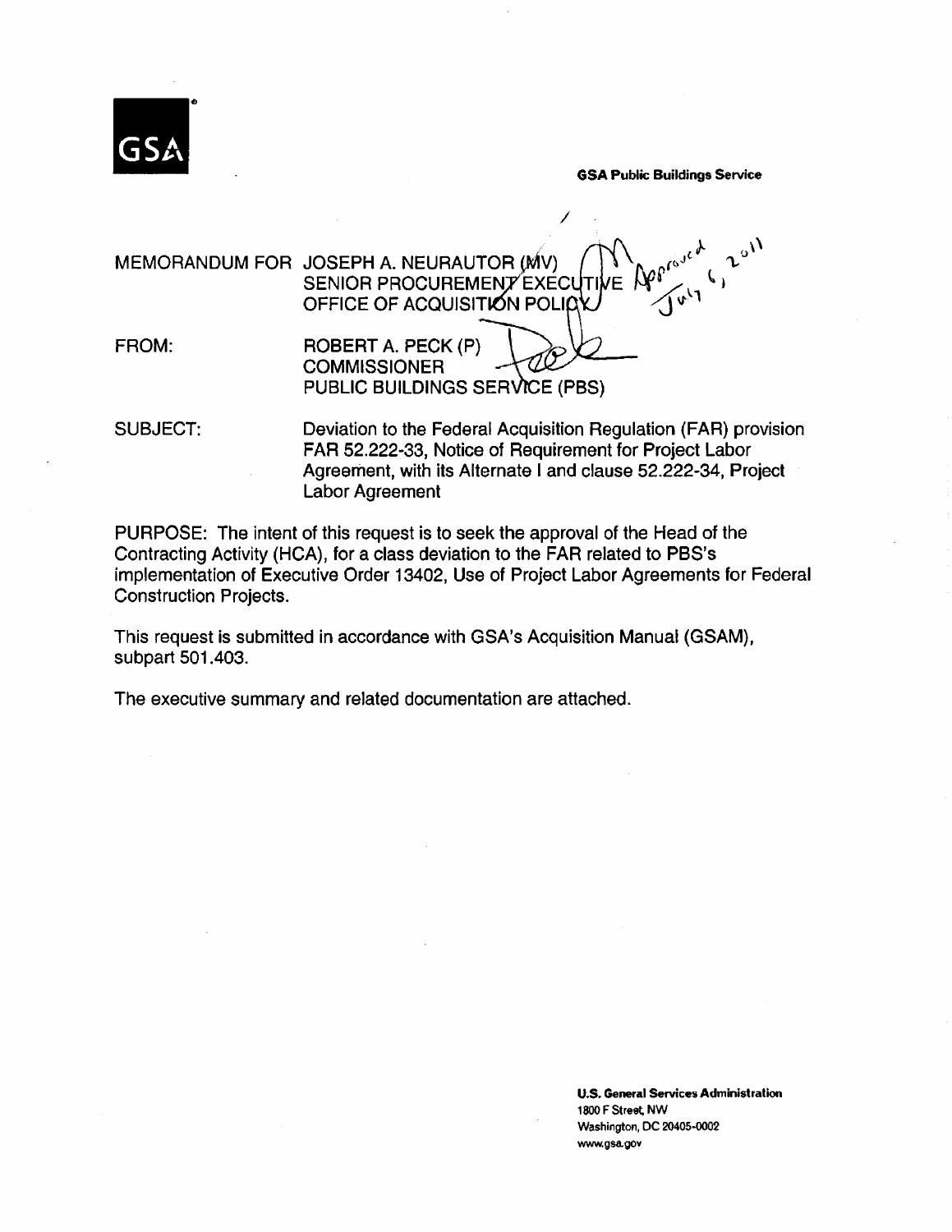GSA

GSA Public Buildings Service

MEMORANDUM FOR JOSEPH A. NEURAUTOR (MV)
SENIOR PROCUREMENT EXECUTIVE
OFFICE OF ACQUISITION POLICY

Approved July 6, 2011

FROM: ROBERT A. PECK (P)
COMMISSIONER
PUBLIC BUILDINGS SERVICE (PBS)

SUBJECT: Deviation to the Federal Acquisition Regulation (FAR) provision FAR 52.222-33, Notice of Requirement for Project Labor Agreement, with its Alternate I and clause 52.222-34, Project Labor Agreement

PURPOSE: The intent of this request is to seek the approval of the Head of the Contracting Activity (HCA), for a class deviation to the FAR related to PBS's implementation of Executive Order 13402, Use of Project Labor Agreements for Federal Construction Projects.

This request is submitted in accordance with GSA's Acquisition Manual (GSAM), subpart 501.403.

The executive summary and related documentation are attached.

**U.S. General Services Administration**
1800 F Street, NW
Washington, DC 20405-0002
www.gsa.gov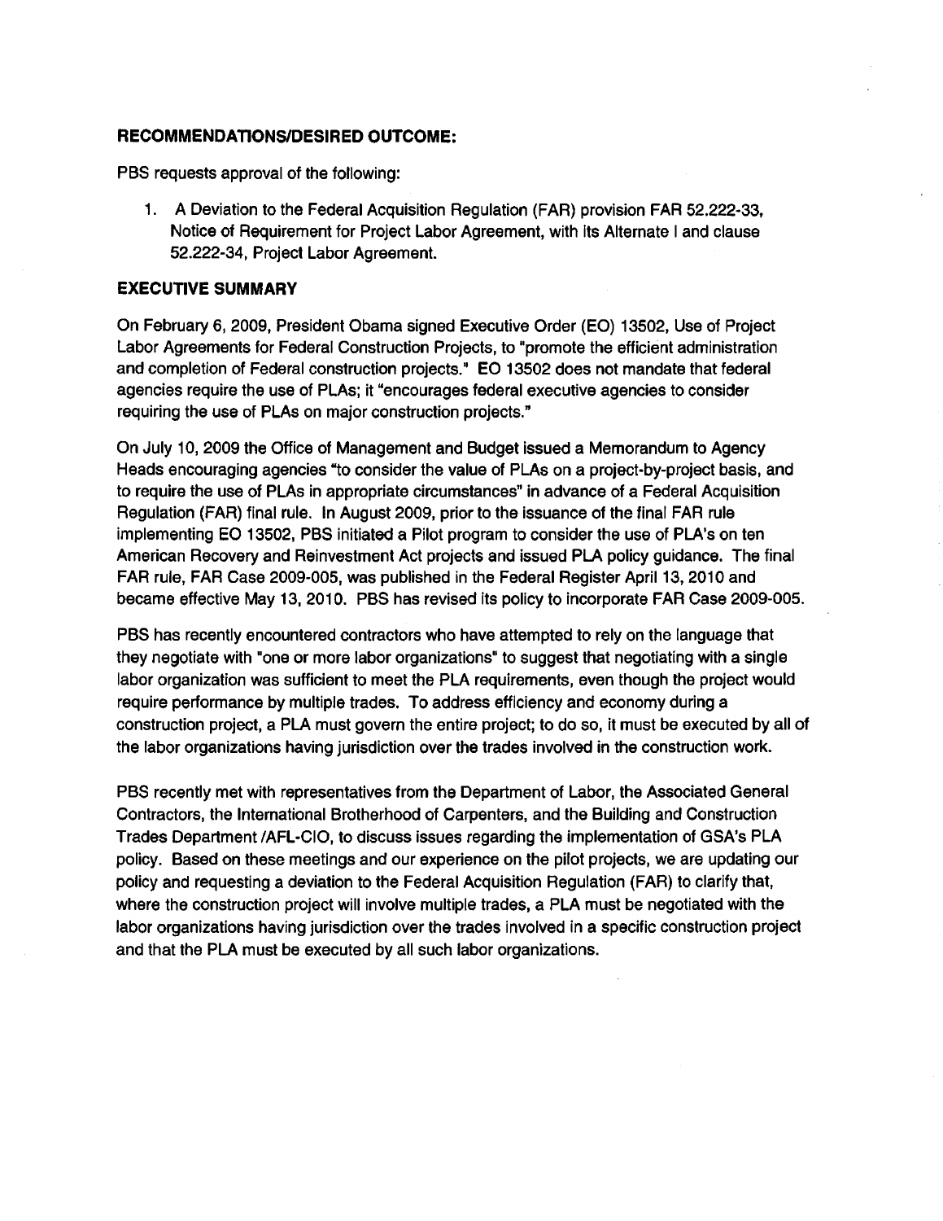**RECOMMENDATIONS/DESIRED OUTCOME:**

PBS requests approval of the following:

1. A Deviation to the Federal Acquisition Regulation (FAR) provision FAR 52.222-33, Notice of Requirement for Project Labor Agreement, with its Alternate I and clause 52.222-34, Project Labor Agreement.

**EXECUTIVE SUMMARY**

On February 6, 2009, President Obama signed Executive Order (EO) 13502, Use of Project Labor Agreements for Federal Construction Projects, to "promote the efficient administration and completion of Federal construction projects." EO 13502 does not mandate that federal agencies require the use of PLAs; it "encourages federal executive agencies to consider requiring the use of PLAs on major construction projects."

On July 10, 2009 the Office of Management and Budget issued a Memorandum to Agency Heads encouraging agencies "to consider the value of PLAs on a project-by-project basis, and to require the use of PLAs in appropriate circumstances" in advance of a Federal Acquisition Regulation (FAR) final rule. In August 2009, prior to the issuance of the final FAR rule implementing EO 13502, PBS initiated a Pilot program to consider the use of PLA's on ten American Recovery and Reinvestment Act projects and issued PLA policy guidance. The final FAR rule, FAR Case 2009-005, was published in the Federal Register April 13, 2010 and became effective May 13, 2010. PBS has revised its policy to incorporate FAR Case 2009-005.

PBS has recently encountered contractors who have attempted to rely on the language that they negotiate with "one or more labor organizations" to suggest that negotiating with a single labor organization was sufficient to meet the PLA requirements, even though the project would require performance by multiple trades. To address efficiency and economy during a construction project, a PLA must govern the entire project; to do so, it must be executed by all of the labor organizations having jurisdiction over the trades involved in the construction work.

PBS recently met with representatives from the Department of Labor, the Associated General Contractors, the International Brotherhood of Carpenters, and the Building and Construction Trades Department /AFL-CIO, to discuss issues regarding the implementation of GSA's PLA policy. Based on these meetings and our experience on the pilot projects, we are updating our policy and requesting a deviation to the Federal Acquisition Regulation (FAR) to clarify that, where the construction project will involve multiple trades, a PLA must be negotiated with the labor organizations having jurisdiction over the trades involved in a specific construction project and that the PLA must be executed by all such labor organizations.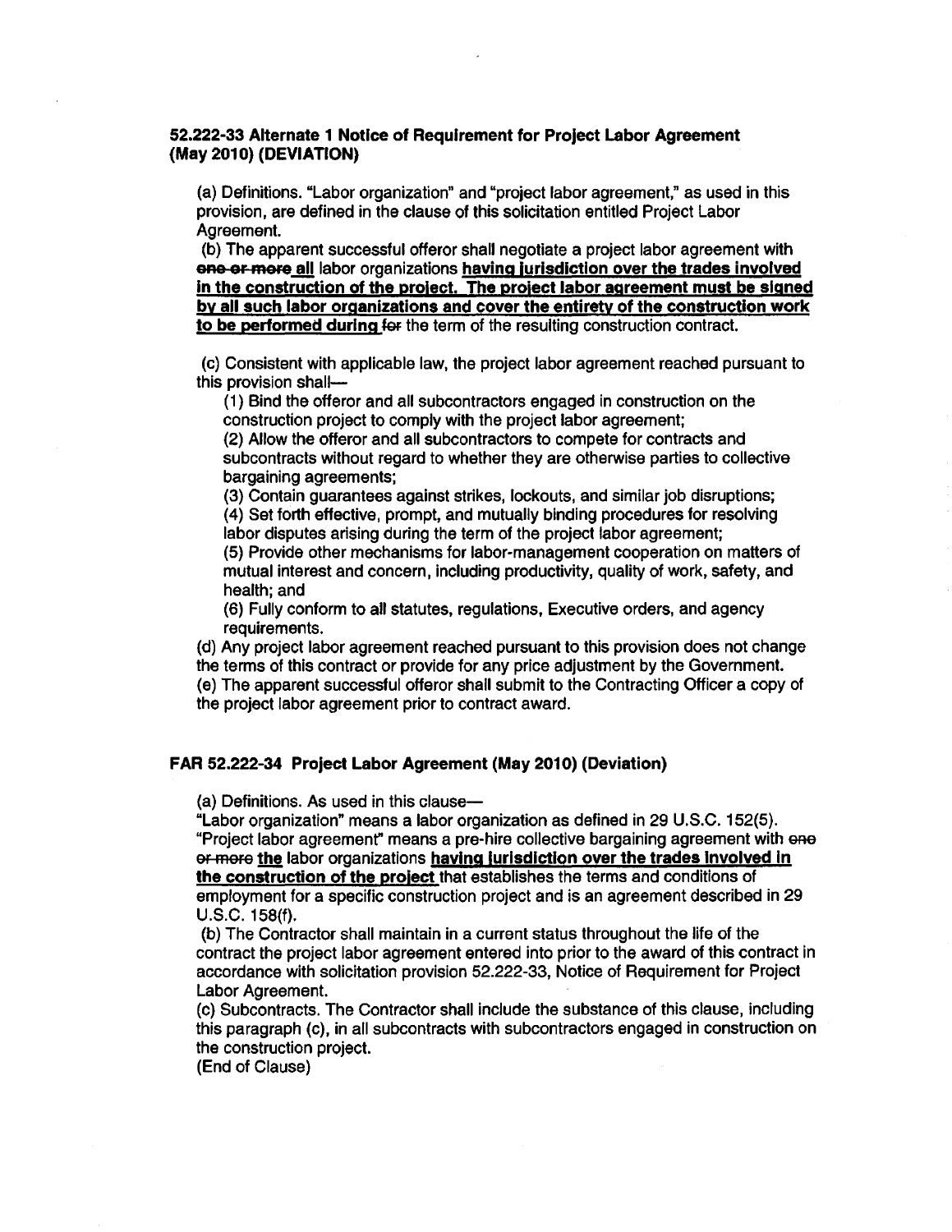**52.222-33 Alternate 1 Notice of Requirement for Project Labor Agreement (May 2010) (DEVIATION)**

(a) Definitions. "Labor organization" and "project labor agreement," as used in this provision, are defined in the clause of this solicitation entitled Project Labor Agreement.

(b) The apparent successful offeror shall negotiate a project labor agreement with ~~one or more~~ **all** labor organizations **having jurisdiction over the trades involved in the construction of the project. The project labor agreement must be signed by all such labor organizations and cover the entirety of the construction work to be performed during** ~~for~~ the term of the resulting construction contract.

(c) Consistent with applicable law, the project labor agreement reached pursuant to this provision shall—

(1) Bind the offeror and all subcontractors engaged in construction on the construction project to comply with the project labor agreement;

(2) Allow the offeror and all subcontractors to compete for contracts and subcontracts without regard to whether they are otherwise parties to collective bargaining agreements;

(3) Contain guarantees against strikes, lockouts, and similar job disruptions;

(4) Set forth effective, prompt, and mutually binding procedures for resolving labor disputes arising during the term of the project labor agreement;

(5) Provide other mechanisms for labor-management cooperation on matters of mutual interest and concern, including productivity, quality of work, safety, and health; and

(6) Fully conform to all statutes, regulations, Executive orders, and agency requirements.

(d) Any project labor agreement reached pursuant to this provision does not change the terms of this contract or provide for any price adjustment by the Government.

(e) The apparent successful offeror shall submit to the Contracting Officer a copy of the project labor agreement prior to contract award.

**FAR 52.222-34 Project Labor Agreement (May 2010) (Deviation)**

(a) Definitions. As used in this clause—

"Labor organization" means a labor organization as defined in 29 U.S.C. 152(5).

"Project labor agreement" means a pre-hire collective bargaining agreement with ~~one or more~~ **the** labor organizations **having jurisdiction over the trades involved in the construction of the project** that establishes the terms and conditions of employment for a specific construction project and is an agreement described in 29 U.S.C. 158(f).

(b) The Contractor shall maintain in a current status throughout the life of the contract the project labor agreement entered into prior to the award of this contract in accordance with solicitation provision 52.222-33, Notice of Requirement for Project Labor Agreement.

(c) Subcontracts. The Contractor shall include the substance of this clause, including this paragraph (c), in all subcontracts with subcontractors engaged in construction on the construction project.

(End of Clause)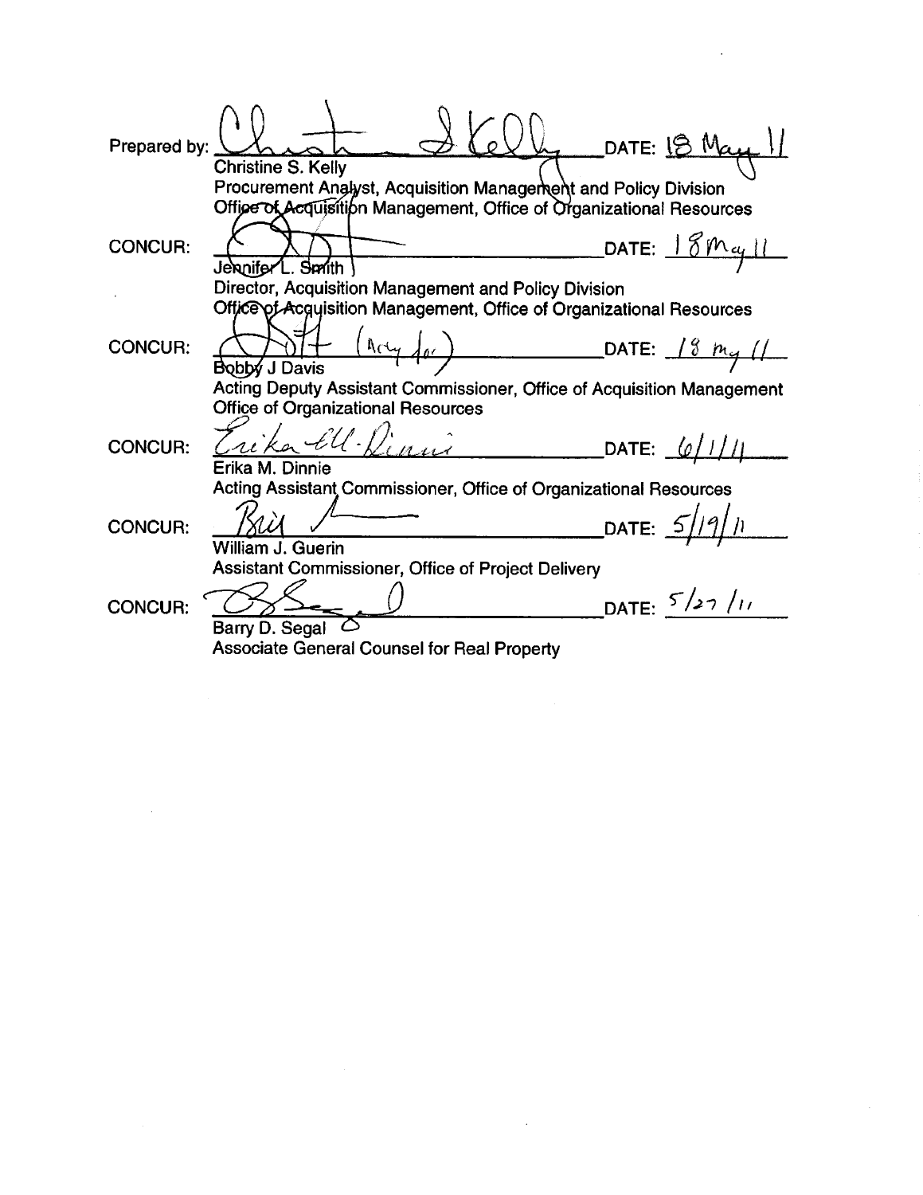Prepared by: ______________________ DATE: 18 May 11
Christine S. Kelly
Procurement Analyst, Acquisition Management and Policy Division
Office of Acquisition Management, Office of Organizational Resources

CONCUR: ______________________ DATE: 18 May 11
Jennifer L. Smith
Director, Acquisition Management and Policy Division
Office of Acquisition Management, Office of Organizational Resources

CONCUR: ______________________ (Acting for) DATE: 18 May 11
Bobby J Davis
Acting Deputy Assistant Commissioner, Office of Acquisition Management
Office of Organizational Resources

CONCUR: ______________________ DATE: 6/1/11
Erika M. Dinnie
Acting Assistant Commissioner, Office of Organizational Resources

CONCUR: ______________________ DATE: 5/19/11
William J. Guerin
Assistant Commissioner, Office of Project Delivery

CONCUR: ______________________ DATE: 5/27/11
Barry D. Segal
Associate General Counsel for Real Property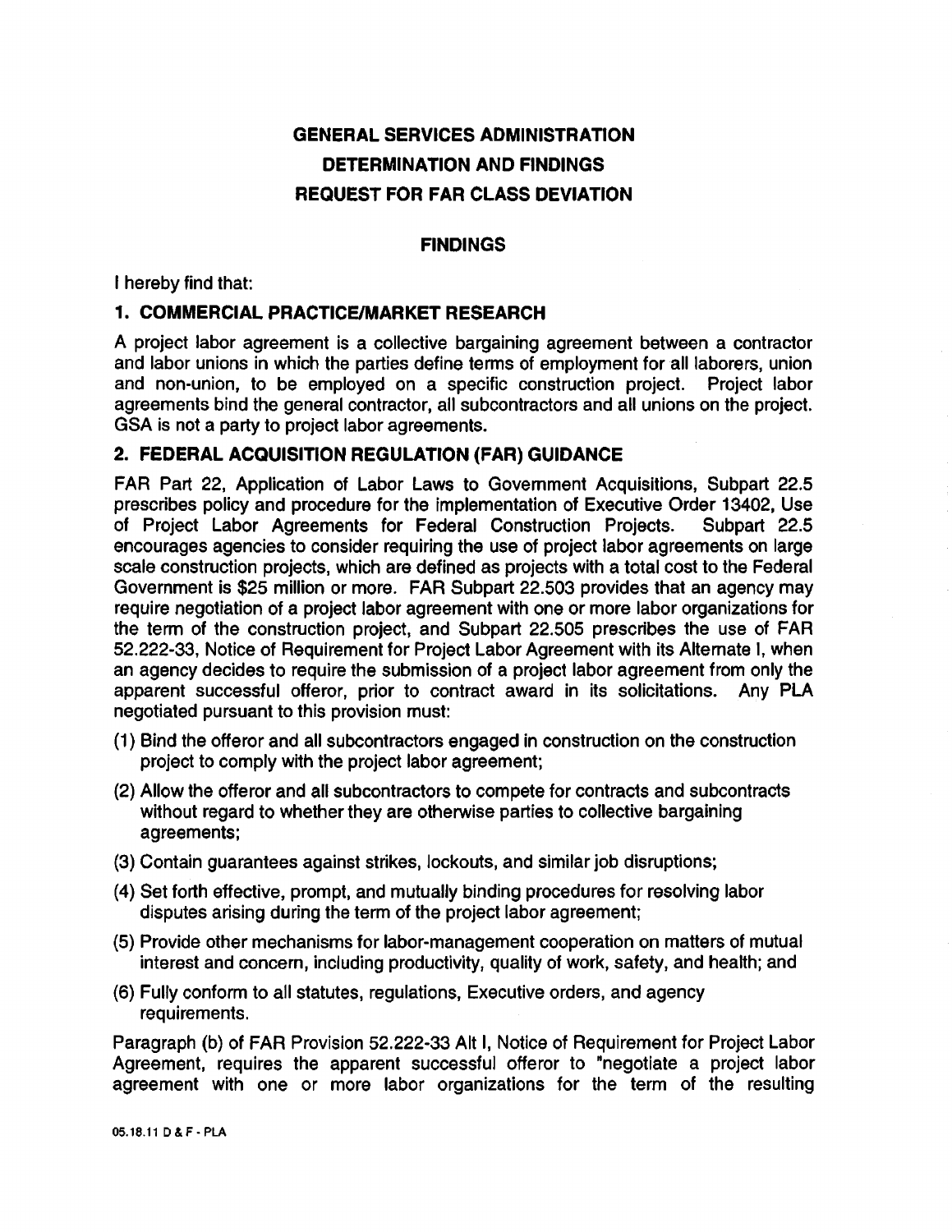# GENERAL SERVICES ADMINISTRATION
# DETERMINATION AND FINDINGS
# REQUEST FOR FAR CLASS DEVIATION

## FINDINGS

I hereby find that:

### 1. COMMERCIAL PRACTICE/MARKET RESEARCH

A project labor agreement is a collective bargaining agreement between a contractor and labor unions in which the parties define terms of employment for all laborers, union and non-union, to be employed on a specific construction project. Project labor agreements bind the general contractor, all subcontractors and all unions on the project. GSA is not a party to project labor agreements.

### 2. FEDERAL ACQUISITION REGULATION (FAR) GUIDANCE

FAR Part 22, Application of Labor Laws to Government Acquisitions, Subpart 22.5 prescribes policy and procedure for the implementation of Executive Order 13402, Use of Project Labor Agreements for Federal Construction Projects. Subpart 22.5 encourages agencies to consider requiring the use of project labor agreements on large scale construction projects, which are defined as projects with a total cost to the Federal Government is $25 million or more. FAR Subpart 22.503 provides that an agency may require negotiation of a project labor agreement with one or more labor organizations for the term of the construction project, and Subpart 22.505 prescribes the use of FAR 52.222-33, Notice of Requirement for Project Labor Agreement with its Alternate I, when an agency decides to require the submission of a project labor agreement from only the apparent successful offeror, prior to contract award in its solicitations. Any PLA negotiated pursuant to this provision must:

(1) Bind the offeror and all subcontractors engaged in construction on the construction project to comply with the project labor agreement;

(2) Allow the offeror and all subcontractors to compete for contracts and subcontracts without regard to whether they are otherwise parties to collective bargaining agreements;

(3) Contain guarantees against strikes, lockouts, and similar job disruptions;

(4) Set forth effective, prompt, and mutually binding procedures for resolving labor disputes arising during the term of the project labor agreement;

(5) Provide other mechanisms for labor-management cooperation on matters of mutual interest and concern, including productivity, quality of work, safety, and health; and

(6) Fully conform to all statutes, regulations, Executive orders, and agency requirements.

Paragraph (b) of FAR Provision 52.222-33 Alt I, Notice of Requirement for Project Labor Agreement, requires the apparent successful offeror to "negotiate a project labor agreement with one or more labor organizations for the term of the resulting

05.18.11 D & F - PLA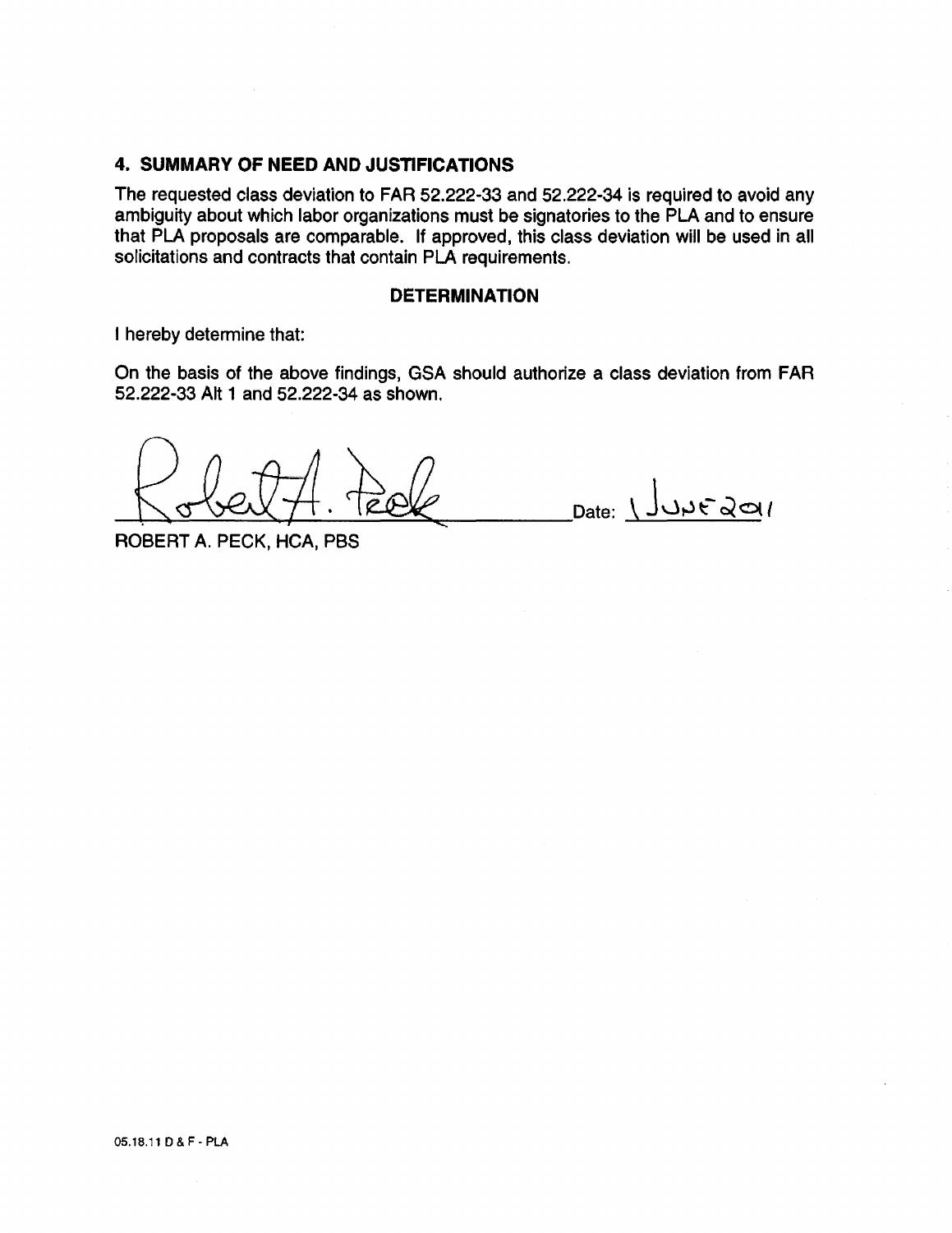## 4. SUMMARY OF NEED AND JUSTIFICATIONS

The requested class deviation to FAR 52.222-33 and 52.222-34 is required to avoid any ambiguity about which labor organizations must be signatories to the PLA and to ensure that PLA proposals are comparable. If approved, this class deviation will be used in all solicitations and contracts that contain PLA requirements.

### DETERMINATION

I hereby determine that:

On the basis of the above findings, GSA should authorize a class deviation from FAR 52.222-33 Alt 1 and 52.222-34 as shown.

Robert A. Peck

Date: 1 JUNE 2011

ROBERT A. PECK, HCA, PBS

05.18.11 D & F - PLA